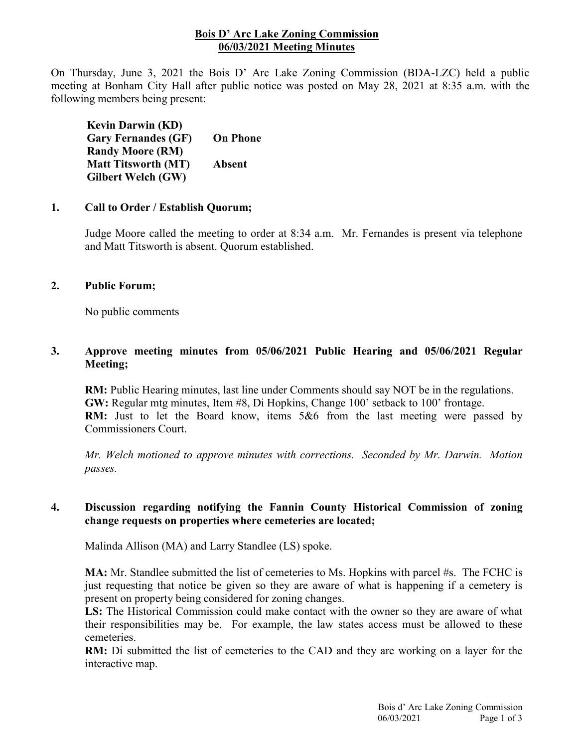# Bois D' Arc Lake Zoning Commission
## 06/03/2021 Meeting Minutes

On Thursday, June 3, 2021 the Bois D' Arc Lake Zoning Commission (BDA-LZC) held a public meeting at Bonham City Hall after public notice was posted on May 28, 2021 at 8:35 a.m. with the following members being present:

| | |
|---|---|
| **Kevin Darwin (KD)** | |
| **Gary Fernandes (GF)** | **On Phone** |
| **Randy Moore (RM)** | |
| **Matt Titsworth (MT)** | **Absent** |
| **Gilbert Welch (GW)** | |

### 1. Call to Order / Establish Quorum;

Judge Moore called the meeting to order at 8:34 a.m. Mr. Fernandes is present via telephone and Matt Titsworth is absent. Quorum established.

### 2. Public Forum;

No public comments

### 3. Approve meeting minutes from 05/06/2021 Public Hearing and 05/06/2021 Regular Meeting;

**RM:** Public Hearing minutes, last line under Comments should say NOT be in the regulations.
**GW:** Regular mtg minutes, Item #8, Di Hopkins, Change 100' setback to 100' frontage.
**RM:** Just to let the Board know, items 5&6 from the last meeting were passed by Commissioners Court.

*Mr. Welch motioned to approve minutes with corrections. Seconded by Mr. Darwin. Motion passes.*

### 4. Discussion regarding notifying the Fannin County Historical Commission of zoning change requests on properties where cemeteries are located;

Malinda Allison (MA) and Larry Standlee (LS) spoke.

**MA:** Mr. Standlee submitted the list of cemeteries to Ms. Hopkins with parcel #s. The FCHC is just requesting that notice be given so they are aware of what is happening if a cemetery is present on property being considered for zoning changes.
**LS:** The Historical Commission could make contact with the owner so they are aware of what their responsibilities may be. For example, the law states access must be allowed to these cemeteries.
**RM:** Di submitted the list of cemeteries to the CAD and they are working on a layer for the interactive map.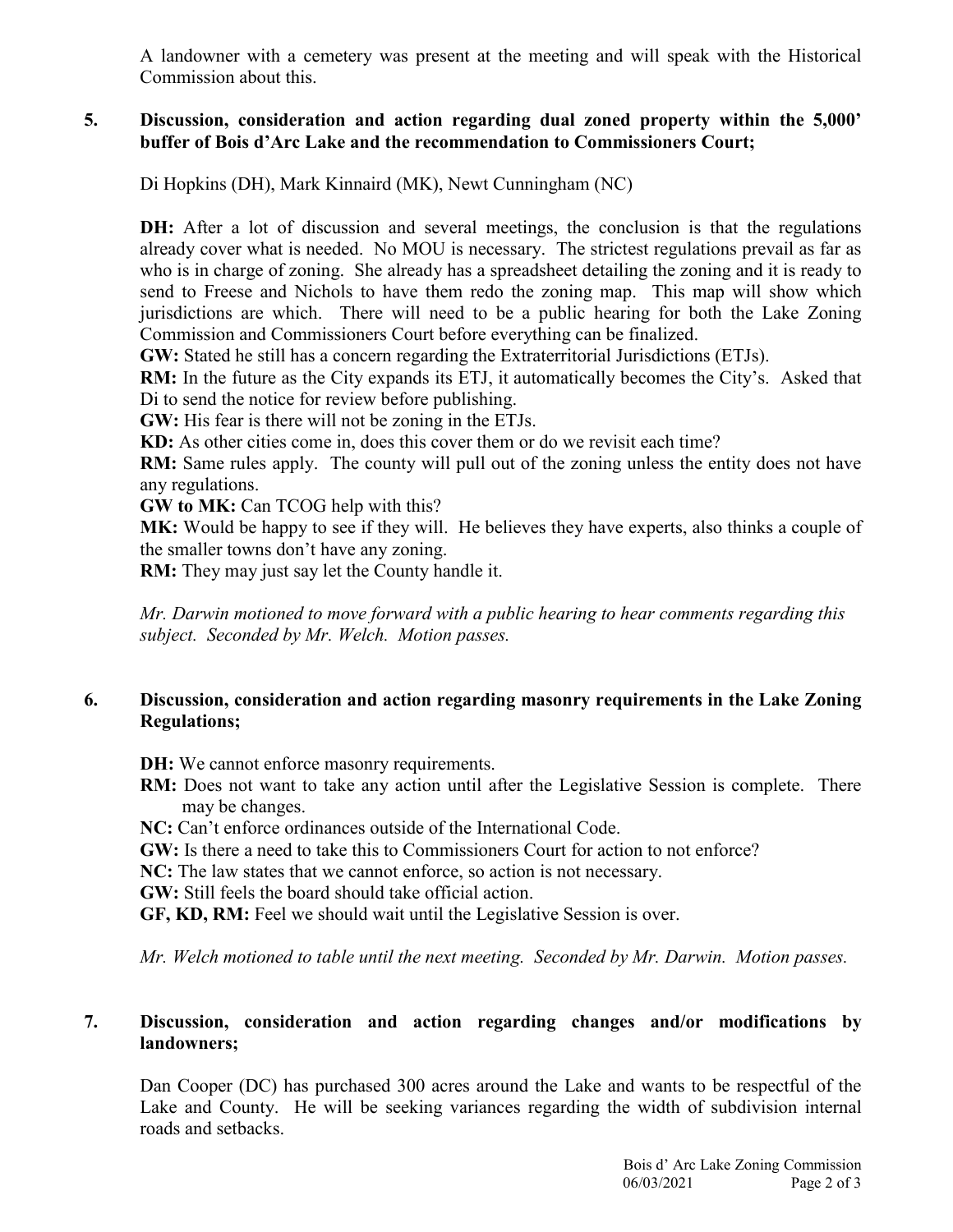A landowner with a cemetery was present at the meeting and will speak with the Historical Commission about this.

**5. Discussion, consideration and action regarding dual zoned property within the 5,000' buffer of Bois d'Arc Lake and the recommendation to Commissioners Court;**

Di Hopkins (DH), Mark Kinnaird (MK), Newt Cunningham (NC)

**DH:** After a lot of discussion and several meetings, the conclusion is that the regulations already cover what is needed. No MOU is necessary. The strictest regulations prevail as far as who is in charge of zoning. She already has a spreadsheet detailing the zoning and it is ready to send to Freese and Nichols to have them redo the zoning map. This map will show which jurisdictions are which. There will need to be a public hearing for both the Lake Zoning Commission and Commissioners Court before everything can be finalized.

**GW:** Stated he still has a concern regarding the Extraterritorial Jurisdictions (ETJs).

**RM:** In the future as the City expands its ETJ, it automatically becomes the City's. Asked that Di to send the notice for review before publishing.

**GW:** His fear is there will not be zoning in the ETJs.

**KD:** As other cities come in, does this cover them or do we revisit each time?

**RM:** Same rules apply. The county will pull out of the zoning unless the entity does not have any regulations.

**GW to MK:** Can TCOG help with this?

**MK:** Would be happy to see if they will. He believes they have experts, also thinks a couple of the smaller towns don't have any zoning.

**RM:** They may just say let the County handle it.

*Mr. Darwin motioned to move forward with a public hearing to hear comments regarding this subject. Seconded by Mr. Welch. Motion passes.*

**6. Discussion, consideration and action regarding masonry requirements in the Lake Zoning Regulations;**

**DH:** We cannot enforce masonry requirements.

**RM:** Does not want to take any action until after the Legislative Session is complete. There may be changes.

**NC:** Can't enforce ordinances outside of the International Code.

**GW:** Is there a need to take this to Commissioners Court for action to not enforce?

**NC:** The law states that we cannot enforce, so action is not necessary.

**GW:** Still feels the board should take official action.

**GF, KD, RM:** Feel we should wait until the Legislative Session is over.

*Mr. Welch motioned to table until the next meeting. Seconded by Mr. Darwin. Motion passes.*

**7. Discussion, consideration and action regarding changes and/or modifications by landowners;**

Dan Cooper (DC) has purchased 300 acres around the Lake and wants to be respectful of the Lake and County. He will be seeking variances regarding the width of subdivision internal roads and setbacks.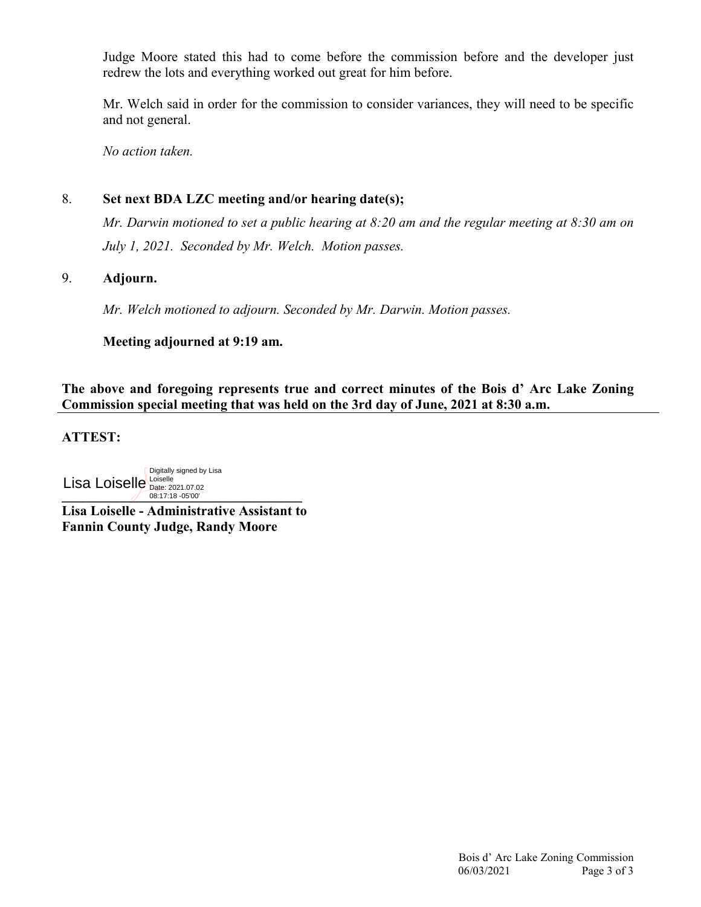Judge Moore stated this had to come before the commission before and the developer just redrew the lots and everything worked out great for him before.

Mr. Welch said in order for the commission to consider variances, they will need to be specific and not general.

*No action taken.*

8. **Set next BDA LZC meeting and/or hearing date(s);**

   *Mr. Darwin motioned to set a public hearing at 8:20 am and the regular meeting at 8:30 am on July 1, 2021. Seconded by Mr. Welch. Motion passes.*

9. **Adjourn.**

   *Mr. Welch motioned to adjourn. Seconded by Mr. Darwin. Motion passes.*

   **Meeting adjourned at 9:19 am.**

**The above and foregoing represents true and correct minutes of the Bois d' Arc Lake Zoning Commission special meeting that was held on the 3rd day of June, 2021 at 8:30 a.m.**

**ATTEST:**

Lisa Loiselle Digitally signed by Lisa Loiselle Date: 2021.07.02 08:17:18 -05'00'

**Lisa Loiselle - Administrative Assistant to Fannin County Judge, Randy Moore**